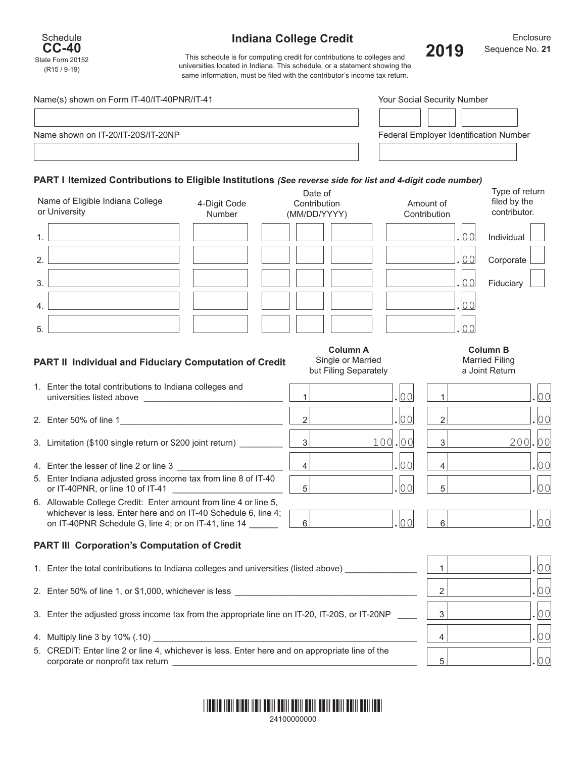Schedule
**CC-40**
State Form 20152
(R15 / 9-19)

# Indiana College Credit

This schedule is for computing credit for contributions to colleges and universities located in Indiana. This schedule, or a statement showing the same information, must be filed with the contributor's income tax return.

**2019**

Enclosure
Sequence No. **21**

Name(s) shown on Form IT-40/IT-40PNR/IT-41

Your Social Security Number

Name shown on IT-20/IT-20S/IT-20NP

Federal Employer Identification Number

## PART I Itemized Contributions to Eligible Institutions *(See reverse side for list and 4-digit code number)*

| | Name of Eligible Indiana College or University | 4-Digit Code Number | Date of Contribution (MM/DD/YYYY) | Amount of Contribution |
|---|---|---|---|---|
| 1. | | | | .00 |
| 2. | | | | .00 |
| 3. | | | | .00 |
| 4. | | | | .00 |
| 5. | | | | .00 |

Type of return filed by the contributor.
- Individual ☐
- Corporate ☐
- Fiduciary ☐

## PART II Individual and Fiduciary Computation of Credit

| | Column A Single or Married but Filing Separately | Column B Married Filing a Joint Return |
|---|---|---|
| 1. Enter the total contributions to Indiana colleges and universities listed above | 1 .00 | 1 .00 |
| 2. Enter 50% of line 1 | 2 .00 | 2 .00 |
| 3. Limitation ($100 single return or $200 joint return) | 3 100.00 | 3 200.00 |
| 4. Enter the lesser of line 2 or line 3 | 4 .00 | 4 .00 |
| 5. Enter Indiana adjusted gross income tax from line 8 of IT-40 or IT-40PNR, or line 10 of IT-41 | 5 .00 | 5 .00 |
| 6. Allowable College Credit: Enter amount from line 4 or line 5, whichever is less. Enter here and on IT-40 Schedule 6, line 4; on IT-40PNR Schedule G, line 4; or on IT-41, line 14 | 6 .00 | 6 .00 |

## PART III Corporation's Computation of Credit

| | |
|---|---|
| 1. Enter the total contributions to Indiana colleges and universities (listed above) | 1 .00 |
| 2. Enter 50% of line 1, or $1,000, whichever is less | 2 .00 |
| 3. Enter the adjusted gross income tax from the appropriate line on IT-20, IT-20S, or IT-20NP | 3 .00 |
| 4. Multiply line 3 by 10% (.10) | 4 .00 |
| 5. CREDIT: Enter line 2 or line 4, whichever is less. Enter here and on appropriate line of the corporate or nonprofit tax return | 5 .00 |

24100000000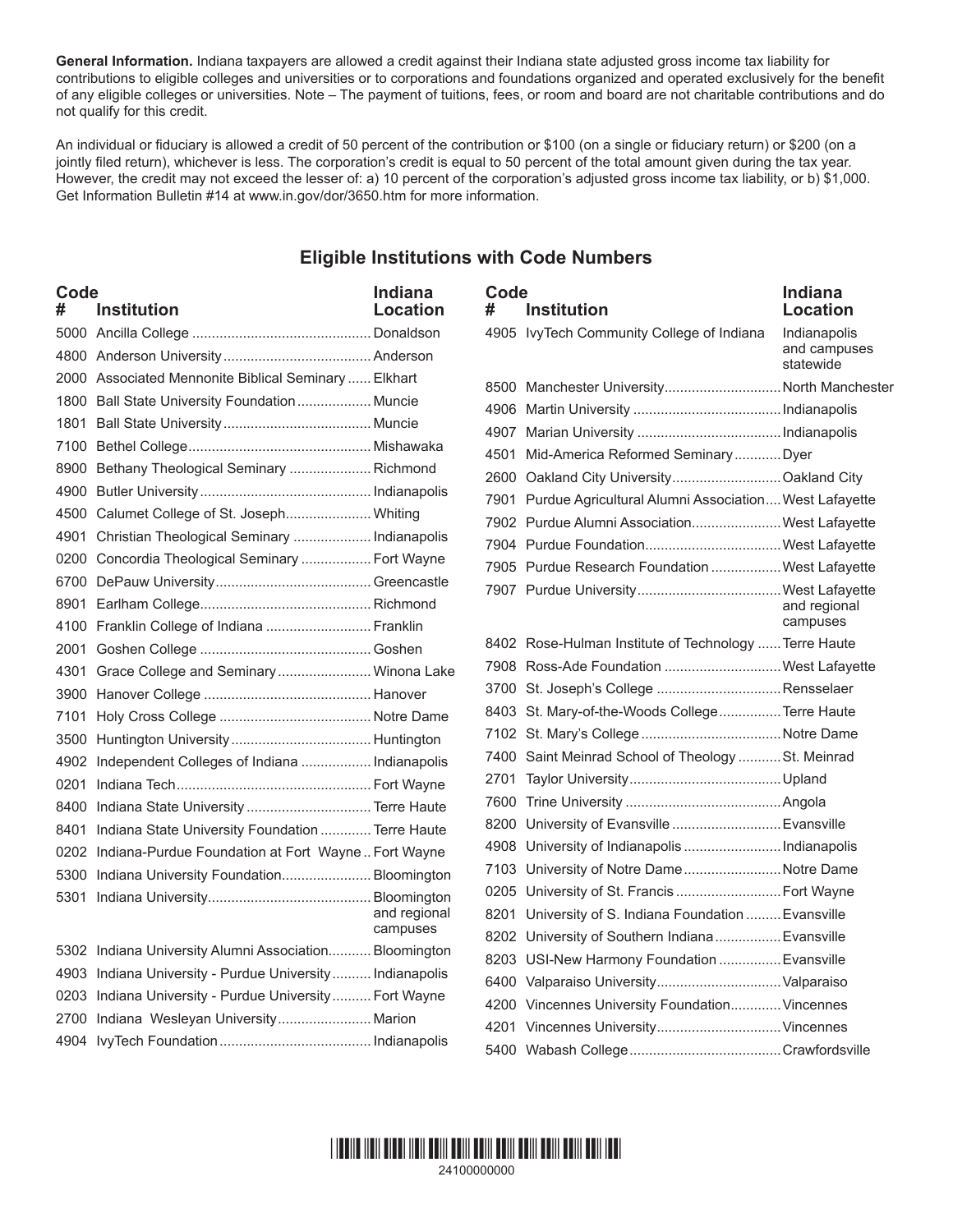**General Information.** Indiana taxpayers are allowed a credit against their Indiana state adjusted gross income tax liability for contributions to eligible colleges and universities or to corporations and foundations organized and operated exclusively for the benefit of any eligible colleges or universities. Note – The payment of tuitions, fees, or room and board are not charitable contributions and do not qualify for this credit.

An individual or fiduciary is allowed a credit of 50 percent of the contribution or $100 (on a single or fiduciary return) or $200 (on a jointly filed return), whichever is less. The corporation's credit is equal to 50 percent of the total amount given during the tax year. However, the credit may not exceed the lesser of: a) 10 percent of the corporation's adjusted gross income tax liability, or b) $1,000. Get Information Bulletin #14 at www.in.gov/dor/3650.htm for more information.

## Eligible Institutions with Code Numbers

| Code # | Institution | Indiana Location |
|---|---|---|
| 5000 | Ancilla College | Donaldson |
| 4800 | Anderson University | Anderson |
| 2000 | Associated Mennonite Biblical Seminary | Elkhart |
| 1800 | Ball State University Foundation | Muncie |
| 1801 | Ball State University | Muncie |
| 7100 | Bethel College | Mishawaka |
| 8900 | Bethany Theological Seminary | Richmond |
| 4900 | Butler University | Indianapolis |
| 4500 | Calumet College of St. Joseph | Whiting |
| 4901 | Christian Theological Seminary | Indianapolis |
| 0200 | Concordia Theological Seminary | Fort Wayne |
| 6700 | DePauw University | Greencastle |
| 8901 | Earlham College | Richmond |
| 4100 | Franklin College of Indiana | Franklin |
| 2001 | Goshen College | Goshen |
| 4301 | Grace College and Seminary | Winona Lake |
| 3900 | Hanover College | Hanover |
| 7101 | Holy Cross College | Notre Dame |
| 3500 | Huntington University | Huntington |
| 4902 | Independent Colleges of Indiana | Indianapolis |
| 0201 | Indiana Tech | Fort Wayne |
| 8400 | Indiana State University | Terre Haute |
| 8401 | Indiana State University Foundation | Terre Haute |
| 0202 | Indiana-Purdue Foundation at Fort Wayne | Fort Wayne |
| 5300 | Indiana University Foundation | Bloomington |
| 5301 | Indiana University | Bloomington and regional campuses |
| 5302 | Indiana University Alumni Association | Bloomington |
| 4903 | Indiana University - Purdue University | Indianapolis |
| 0203 | Indiana University - Purdue University | Fort Wayne |
| 2700 | Indiana Wesleyan University | Marion |
| 4904 | IvyTech Foundation | Indianapolis |
| 4905 | IvyTech Community College of Indiana | Indianapolis and campuses statewide |
| 8500 | Manchester University | North Manchester |
| 4906 | Martin University | Indianapolis |
| 4907 | Marian University | Indianapolis |
| 4501 | Mid-America Reformed Seminary | Dyer |
| 2600 | Oakland City University | Oakland City |
| 7901 | Purdue Agricultural Alumni Association | West Lafayette |
| 7902 | Purdue Alumni Association | West Lafayette |
| 7904 | Purdue Foundation | West Lafayette |
| 7905 | Purdue Research Foundation | West Lafayette |
| 7907 | Purdue University | West Lafayette and regional campuses |
| 8402 | Rose-Hulman Institute of Technology | Terre Haute |
| 7908 | Ross-Ade Foundation | West Lafayette |
| 3700 | St. Joseph's College | Rensselaer |
| 8403 | St. Mary-of-the-Woods College | Terre Haute |
| 7102 | St. Mary's College | Notre Dame |
| 7400 | Saint Meinrad School of Theology | St. Meinrad |
| 2701 | Taylor University | Upland |
| 7600 | Trine University | Angola |
| 8200 | University of Evansville | Evansville |
| 4908 | University of Indianapolis | Indianapolis |
| 7103 | University of Notre Dame | Notre Dame |
| 0205 | University of St. Francis | Fort Wayne |
| 8201 | University of S. Indiana Foundation | Evansville |
| 8202 | University of Southern Indiana | Evansville |
| 8203 | USI-New Harmony Foundation | Evansville |
| 6400 | Valparaiso University | Valparaiso |
| 4200 | Vincennes University Foundation | Vincennes |
| 4201 | Vincennes University | Vincennes |
| 5400 | Wabash College | Crawfordsville |

24100000000